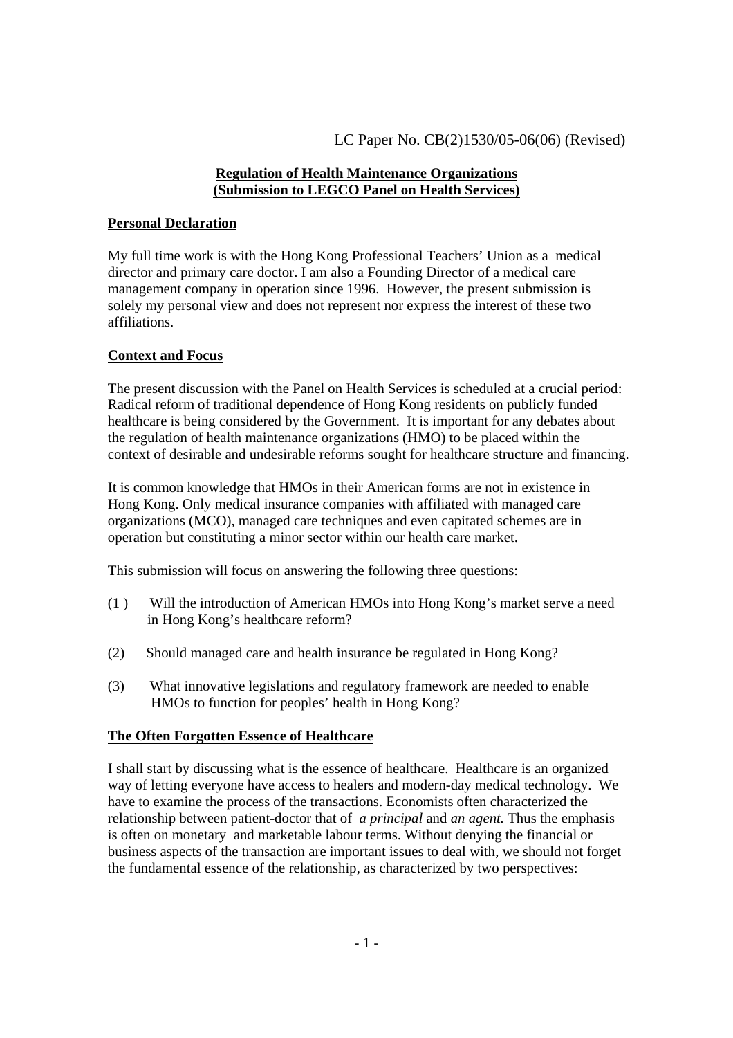LC Paper No. CB(2)1530/05-06(06) (Revised)

## Regulation of Health Maintenance Organizations (Submission to LEGCO Panel on Health Services)

### Personal Declaration

My full time work is with the Hong Kong Professional Teachers' Union as a medical director and primary care doctor. I am also a Founding Director of a medical care management company in operation since 1996. However, the present submission is solely my personal view and does not represent nor express the interest of these two affiliations.

### Context and Focus

The present discussion with the Panel on Health Services is scheduled at a crucial period: Radical reform of traditional dependence of Hong Kong residents on publicly funded healthcare is being considered by the Government. It is important for any debates about the regulation of health maintenance organizations (HMO) to be placed within the context of desirable and undesirable reforms sought for healthcare structure and financing.

It is common knowledge that HMOs in their American forms are not in existence in Hong Kong. Only medical insurance companies with affiliated with managed care organizations (MCO), managed care techniques and even capitated schemes are in operation but constituting a minor sector within our health care market.

This submission will focus on answering the following three questions:

(1) Will the introduction of American HMOs into Hong Kong's market serve a need in Hong Kong's healthcare reform?

(2) Should managed care and health insurance be regulated in Hong Kong?

(3) What innovative legislations and regulatory framework are needed to enable HMOs to function for peoples' health in Hong Kong?

### The Often Forgotten Essence of Healthcare

I shall start by discussing what is the essence of healthcare. Healthcare is an organized way of letting everyone have access to healers and modern-day medical technology. We have to examine the process of the transactions. Economists often characterized the relationship between patient-doctor that of *a principal* and *an agent.* Thus the emphasis is often on monetary and marketable labour terms. Without denying the financial or business aspects of the transaction are important issues to deal with, we should not forget the fundamental essence of the relationship, as characterized by two perspectives: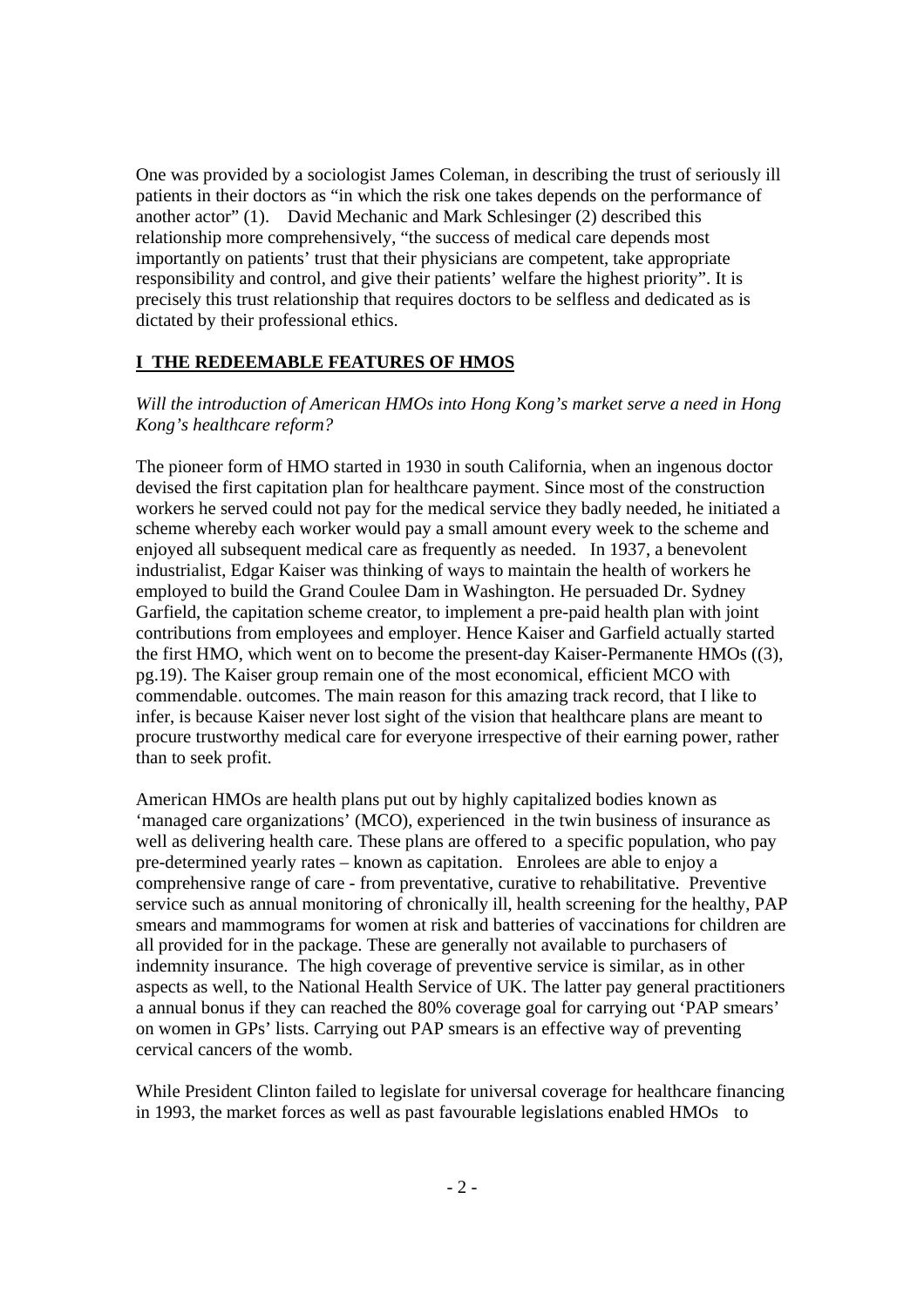One was provided by a sociologist James Coleman, in describing the trust of seriously ill patients in their doctors as "in which the risk one takes depends on the performance of another actor" (1).   David Mechanic and Mark Schlesinger (2) described this relationship more comprehensively, "the success of medical care depends most importantly on patients' trust that their physicians are competent, take appropriate responsibility and control, and give their patients' welfare the highest priority". It is precisely this trust relationship that requires doctors to be selfless and dedicated as is dictated by their professional ethics.

## I THE REDEEMABLE FEATURES OF HMOS

*Will the introduction of American HMOs into Hong Kong's market serve a need in Hong Kong's healthcare reform?*

The pioneer form of HMO started in 1930 in south California, when an ingenous doctor devised the first capitation plan for healthcare payment. Since most of the construction workers he served could not pay for the medical service they badly needed, he initiated a scheme whereby each worker would pay a small amount every week to the scheme and enjoyed all subsequent medical care as frequently as needed.  In 1937, a benevolent industrialist, Edgar Kaiser was thinking of ways to maintain the health of workers he employed to build the Grand Coulee Dam in Washington. He persuaded Dr. Sydney Garfield, the capitation scheme creator, to implement a pre-paid health plan with joint contributions from employees and employer. Hence Kaiser and Garfield actually started the first HMO, which went on to become the present-day Kaiser-Permanente HMOs ((3), pg.19). The Kaiser group remain one of the most economical, efficient MCO with commendable. outcomes. The main reason for this amazing track record, that I like to infer, is because Kaiser never lost sight of the vision that healthcare plans are meant to procure trustworthy medical care for everyone irrespective of their earning power, rather than to seek profit.

American HMOs are health plans put out by highly capitalized bodies known as 'managed care organizations' (MCO), experienced in the twin business of insurance as well as delivering health care. These plans are offered to a specific population, who pay pre-determined yearly rates – known as capitation.  Enrolees are able to enjoy a comprehensive range of care - from preventative, curative to rehabilitative. Preventive service such as annual monitoring of chronically ill, health screening for the healthy, PAP smears and mammograms for women at risk and batteries of vaccinations for children are all provided for in the package. These are generally not available to purchasers of indemnity insurance. The high coverage of preventive service is similar, as in other aspects as well, to the National Health Service of UK. The latter pay general practitioners a annual bonus if they can reached the 80% coverage goal for carrying out 'PAP smears' on women in GPs' lists. Carrying out PAP smears is an effective way of preventing cervical cancers of the womb.

While President Clinton failed to legislate for universal coverage for healthcare financing in 1993, the market forces as well as past favourable legislations enabled HMOs  to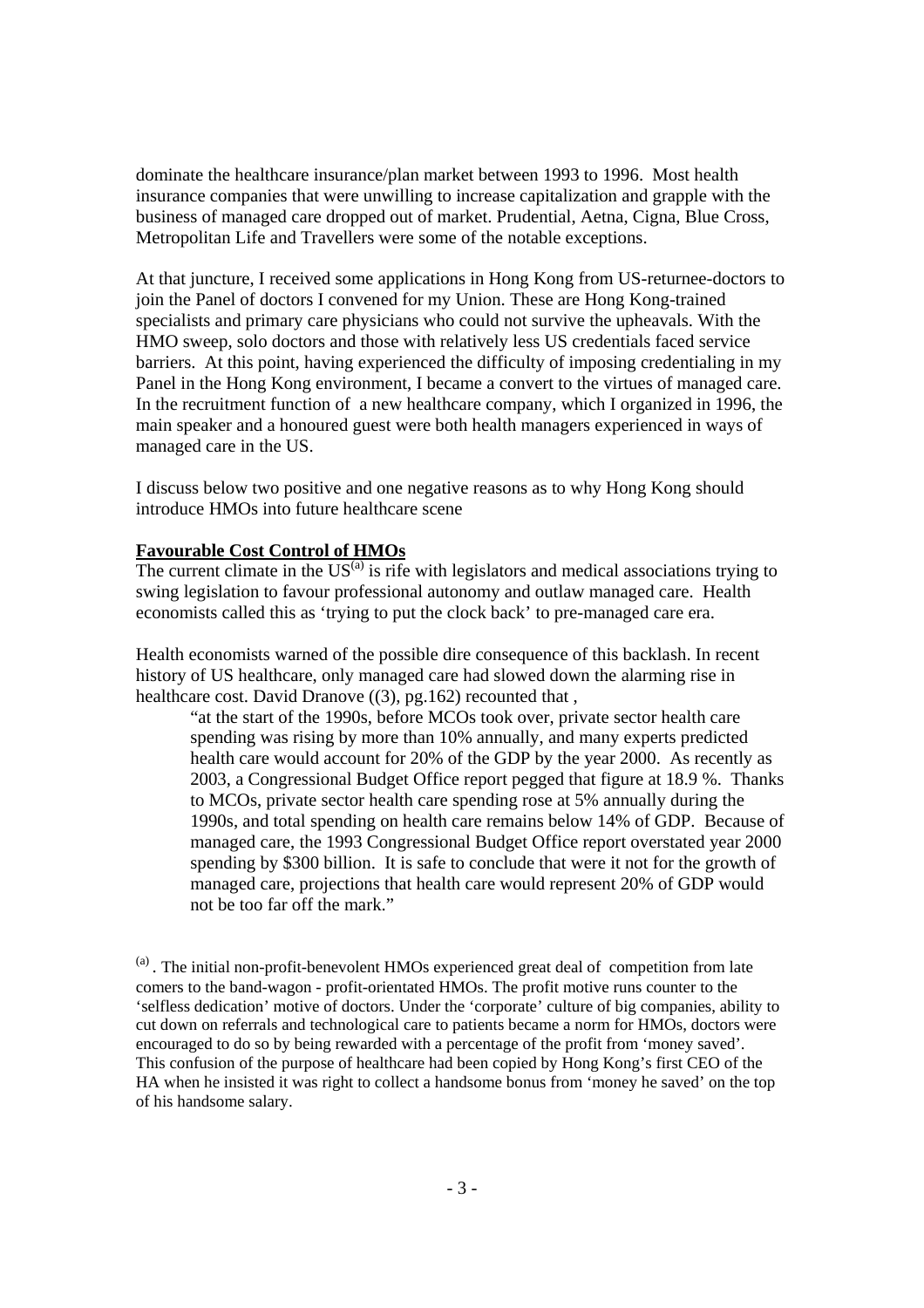dominate the healthcare insurance/plan market between 1993 to 1996. Most health insurance companies that were unwilling to increase capitalization and grapple with the business of managed care dropped out of market. Prudential, Aetna, Cigna, Blue Cross, Metropolitan Life and Travellers were some of the notable exceptions.

At that juncture, I received some applications in Hong Kong from US-returnee-doctors to join the Panel of doctors I convened for my Union. These are Hong Kong-trained specialists and primary care physicians who could not survive the upheavals. With the HMO sweep, solo doctors and those with relatively less US credentials faced service barriers. At this point, having experienced the difficulty of imposing credentialing in my Panel in the Hong Kong environment, I became a convert to the virtues of managed care. In the recruitment function of a new healthcare company, which I organized in 1996, the main speaker and a honoured guest were both health managers experienced in ways of managed care in the US.

I discuss below two positive and one negative reasons as to why Hong Kong should introduce HMOs into future healthcare scene

**Favourable Cost Control of HMOs**

The current climate in the US[a] is rife with legislators and medical associations trying to swing legislation to favour professional autonomy and outlaw managed care. Health economists called this as 'trying to put the clock back' to pre-managed care era.

Health economists warned of the possible dire consequence of this backlash. In recent history of US healthcare, only managed care had slowed down the alarming rise in healthcare cost. David Dranove ((3), pg.162) recounted that ,

> "at the start of the 1990s, before MCOs took over, private sector health care spending was rising by more than 10% annually, and many experts predicted health care would account for 20% of the GDP by the year 2000. As recently as 2003, a Congressional Budget Office report pegged that figure at 18.9 %. Thanks to MCOs, private sector health care spending rose at 5% annually during the 1990s, and total spending on health care remains below 14% of GDP. Because of managed care, the 1993 Congressional Budget Office report overstated year 2000 spending by $300 billion. It is safe to conclude that were it not for the growth of managed care, projections that health care would represent 20% of GDP would not be too far off the mark."

[a] . The initial non-profit-benevolent HMOs experienced great deal of competition from late comers to the band-wagon - profit-orientated HMOs. The profit motive runs counter to the 'selfless dedication' motive of doctors. Under the 'corporate' culture of big companies, ability to cut down on referrals and technological care to patients became a norm for HMOs, doctors were encouraged to do so by being rewarded with a percentage of the profit from 'money saved'. This confusion of the purpose of healthcare had been copied by Hong Kong's first CEO of the HA when he insisted it was right to collect a handsome bonus from 'money he saved' on the top of his handsome salary.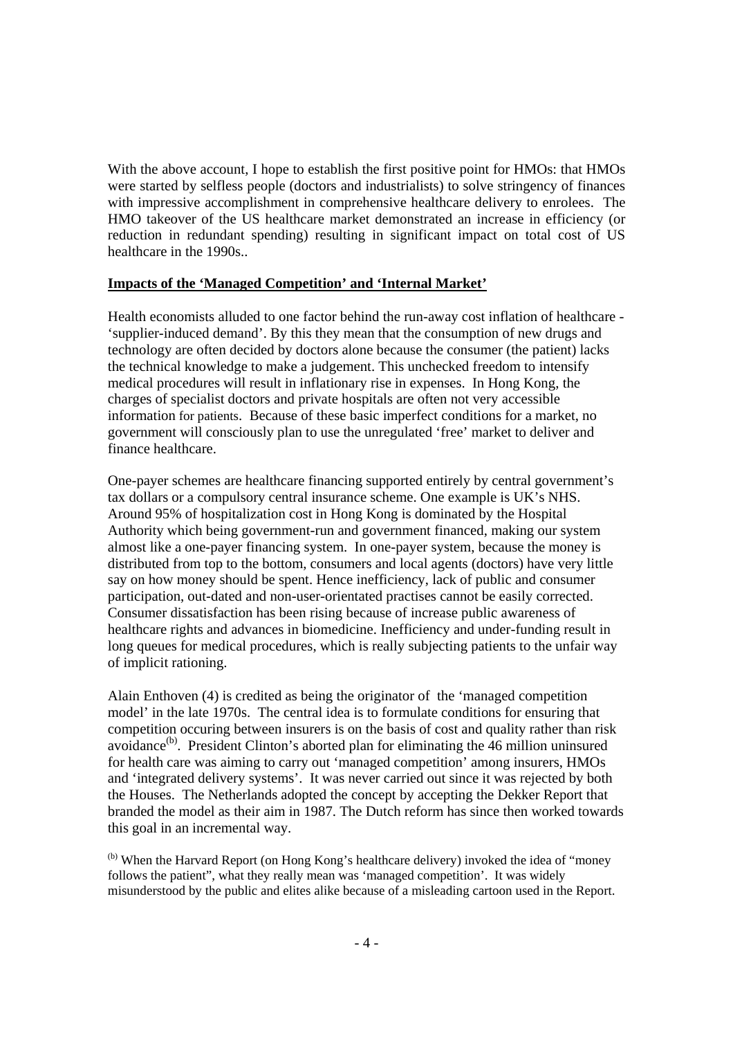With the above account, I hope to establish the first positive point for HMOs: that HMOs were started by selfless people (doctors and industrialists) to solve stringency of finances with impressive accomplishment in comprehensive healthcare delivery to enrolees. The HMO takeover of the US healthcare market demonstrated an increase in efficiency (or reduction in redundant spending) resulting in significant impact on total cost of US healthcare in the 1990s..

## Impacts of the 'Managed Competition' and 'Internal Market'

Health economists alluded to one factor behind the run-away cost inflation of healthcare - 'supplier-induced demand'. By this they mean that the consumption of new drugs and technology are often decided by doctors alone because the consumer (the patient) lacks the technical knowledge to make a judgement. This unchecked freedom to intensify medical procedures will result in inflationary rise in expenses. In Hong Kong, the charges of specialist doctors and private hospitals are often not very accessible information for patients. Because of these basic imperfect conditions for a market, no government will consciously plan to use the unregulated 'free' market to deliver and finance healthcare.

One-payer schemes are healthcare financing supported entirely by central government's tax dollars or a compulsory central insurance scheme. One example is UK's NHS. Around 95% of hospitalization cost in Hong Kong is dominated by the Hospital Authority which being government-run and government financed, making our system almost like a one-payer financing system. In one-payer system, because the money is distributed from top to the bottom, consumers and local agents (doctors) have very little say on how money should be spent. Hence inefficiency, lack of public and consumer participation, out-dated and non-user-orientated practises cannot be easily corrected. Consumer dissatisfaction has been rising because of increase public awareness of healthcare rights and advances in biomedicine. Inefficiency and under-funding result in long queues for medical procedures, which is really subjecting patients to the unfair way of implicit rationing.

Alain Enthoven (4) is credited as being the originator of the 'managed competition model' in the late 1970s. The central idea is to formulate conditions for ensuring that competition occuring between insurers is on the basis of cost and quality rather than risk avoidance[(b)]. President Clinton's aborted plan for eliminating the 46 million uninsured for health care was aiming to carry out 'managed competition' among insurers, HMOs and 'integrated delivery systems'. It was never carried out since it was rejected by both the Houses. The Netherlands adopted the concept by accepting the Dekker Report that branded the model as their aim in 1987. The Dutch reform has since then worked towards this goal in an incremental way.

[(b)] When the Harvard Report (on Hong Kong's healthcare delivery) invoked the idea of "money follows the patient", what they really mean was 'managed competition'. It was widely misunderstood by the public and elites alike because of a misleading cartoon used in the Report.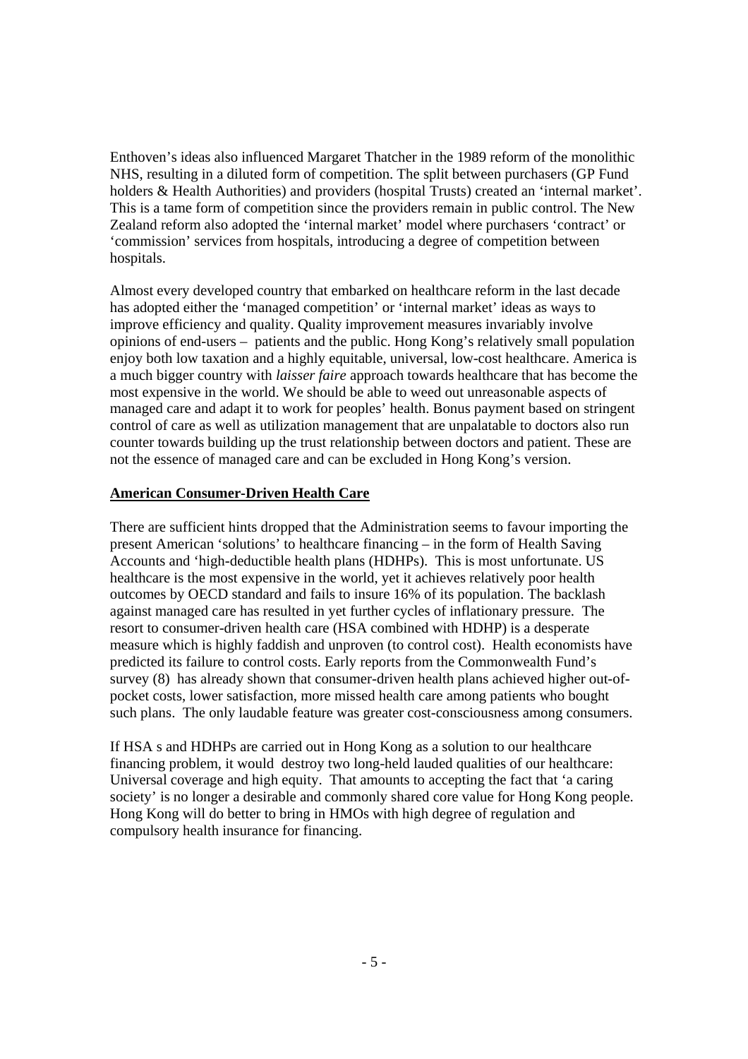Enthoven's ideas also influenced Margaret Thatcher in the 1989 reform of the monolithic NHS, resulting in a diluted form of competition. The split between purchasers (GP Fund holders & Health Authorities) and providers (hospital Trusts) created an 'internal market'. This is a tame form of competition since the providers remain in public control. The New Zealand reform also adopted the 'internal market' model where purchasers 'contract' or 'commission' services from hospitals, introducing a degree of competition between hospitals.

Almost every developed country that embarked on healthcare reform in the last decade has adopted either the 'managed competition' or 'internal market' ideas as ways to improve efficiency and quality. Quality improvement measures invariably involve opinions of end-users – patients and the public. Hong Kong's relatively small population enjoy both low taxation and a highly equitable, universal, low-cost healthcare. America is a much bigger country with *laisser faire* approach towards healthcare that has become the most expensive in the world. We should be able to weed out unreasonable aspects of managed care and adapt it to work for peoples' health. Bonus payment based on stringent control of care as well as utilization management that are unpalatable to doctors also run counter towards building up the trust relationship between doctors and patient. These are not the essence of managed care and can be excluded in Hong Kong's version.

**American Consumer-Driven Health Care**

There are sufficient hints dropped that the Administration seems to favour importing the present American 'solutions' to healthcare financing – in the form of Health Saving Accounts and 'high-deductible health plans (HDHPs). This is most unfortunate. US healthcare is the most expensive in the world, yet it achieves relatively poor health outcomes by OECD standard and fails to insure 16% of its population. The backlash against managed care has resulted in yet further cycles of inflationary pressure. The resort to consumer-driven health care (HSA combined with HDHP) is a desperate measure which is highly faddish and unproven (to control cost). Health economists have predicted its failure to control costs. Early reports from the Commonwealth Fund's survey (8) has already shown that consumer-driven health plans achieved higher out-of-pocket costs, lower satisfaction, more missed health care among patients who bought such plans. The only laudable feature was greater cost-consciousness among consumers.

If HSA s and HDHPs are carried out in Hong Kong as a solution to our healthcare financing problem, it would destroy two long-held lauded qualities of our healthcare: Universal coverage and high equity. That amounts to accepting the fact that 'a caring society' is no longer a desirable and commonly shared core value for Hong Kong people. Hong Kong will do better to bring in HMOs with high degree of regulation and compulsory health insurance for financing.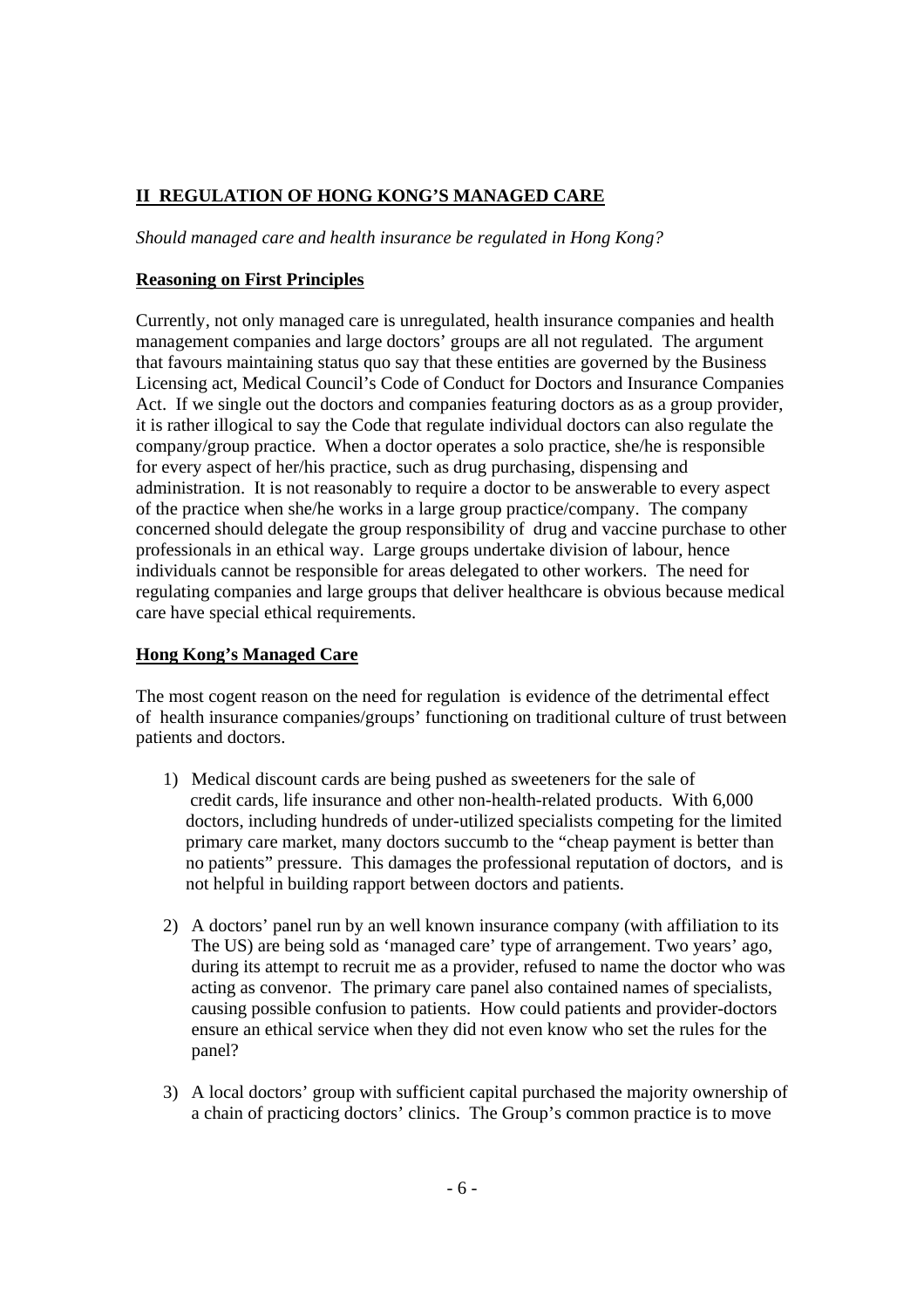## II REGULATION OF HONG KONG'S MANAGED CARE

*Should managed care and health insurance be regulated in Hong Kong?*

### Reasoning on First Principles

Currently, not only managed care is unregulated, health insurance companies and health management companies and large doctors' groups are all not regulated. The argument that favours maintaining status quo say that these entities are governed by the Business Licensing act, Medical Council's Code of Conduct for Doctors and Insurance Companies Act. If we single out the doctors and companies featuring doctors as as a group provider, it is rather illogical to say the Code that regulate individual doctors can also regulate the company/group practice. When a doctor operates a solo practice, she/he is responsible for every aspect of her/his practice, such as drug purchasing, dispensing and administration. It is not reasonably to require a doctor to be answerable to every aspect of the practice when she/he works in a large group practice/company. The company concerned should delegate the group responsibility of drug and vaccine purchase to other professionals in an ethical way. Large groups undertake division of labour, hence individuals cannot be responsible for areas delegated to other workers. The need for regulating companies and large groups that deliver healthcare is obvious because medical care have special ethical requirements.

### Hong Kong's Managed Care

The most cogent reason on the need for regulation is evidence of the detrimental effect of health insurance companies/groups' functioning on traditional culture of trust between patients and doctors.

1) Medical discount cards are being pushed as sweeteners for the sale of credit cards, life insurance and other non-health-related products. With 6,000 doctors, including hundreds of under-utilized specialists competing for the limited primary care market, many doctors succumb to the "cheap payment is better than no patients" pressure. This damages the professional reputation of doctors, and is not helpful in building rapport between doctors and patients.

2) A doctors' panel run by an well known insurance company (with affiliation to its The US) are being sold as 'managed care' type of arrangement. Two years' ago, during its attempt to recruit me as a provider, refused to name the doctor who was acting as convenor. The primary care panel also contained names of specialists, causing possible confusion to patients. How could patients and provider-doctors ensure an ethical service when they did not even know who set the rules for the panel?

3) A local doctors' group with sufficient capital purchased the majority ownership of a chain of practicing doctors' clinics. The Group's common practice is to move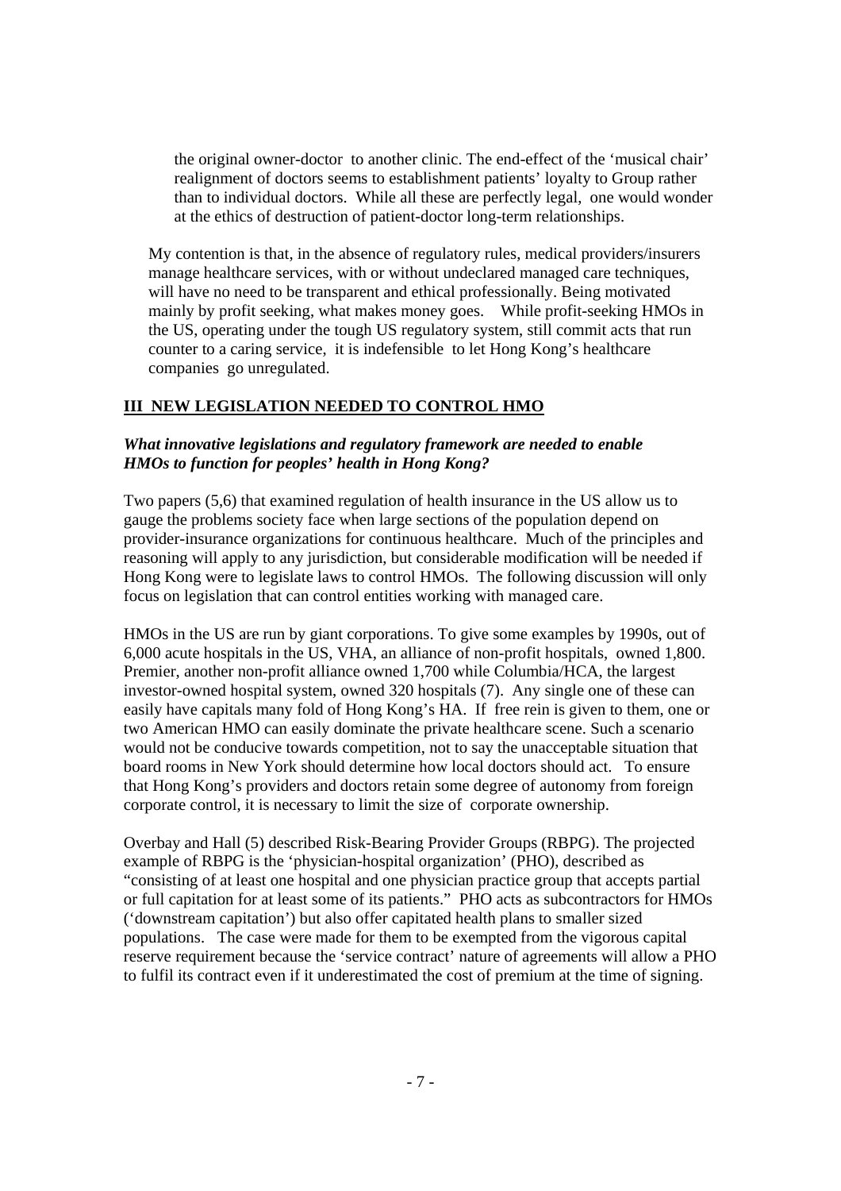the original owner-doctor to another clinic. The end-effect of the 'musical chair' realignment of doctors seems to establishment patients' loyalty to Group rather than to individual doctors. While all these are perfectly legal, one would wonder at the ethics of destruction of patient-doctor long-term relationships.

My contention is that, in the absence of regulatory rules, medical providers/insurers manage healthcare services, with or without undeclared managed care techniques, will have no need to be transparent and ethical professionally. Being motivated mainly by profit seeking, what makes money goes. While profit-seeking HMOs in the US, operating under the tough US regulatory system, still commit acts that run counter to a caring service, it is indefensible to let Hong Kong's healthcare companies go unregulated.

## III NEW LEGISLATION NEEDED TO CONTROL HMO

***What innovative legislations and regulatory framework are needed to enable HMOs to function for peoples' health in Hong Kong?***

Two papers (5,6) that examined regulation of health insurance in the US allow us to gauge the problems society face when large sections of the population depend on provider-insurance organizations for continuous healthcare. Much of the principles and reasoning will apply to any jurisdiction, but considerable modification will be needed if Hong Kong were to legislate laws to control HMOs. The following discussion will only focus on legislation that can control entities working with managed care.

HMOs in the US are run by giant corporations. To give some examples by 1990s, out of 6,000 acute hospitals in the US, VHA, an alliance of non-profit hospitals, owned 1,800. Premier, another non-profit alliance owned 1,700 while Columbia/HCA, the largest investor-owned hospital system, owned 320 hospitals (7). Any single one of these can easily have capitals many fold of Hong Kong's HA. If free rein is given to them, one or two American HMO can easily dominate the private healthcare scene. Such a scenario would not be conducive towards competition, not to say the unacceptable situation that board rooms in New York should determine how local doctors should act. To ensure that Hong Kong's providers and doctors retain some degree of autonomy from foreign corporate control, it is necessary to limit the size of corporate ownership.

Overbay and Hall (5) described Risk-Bearing Provider Groups (RBPG). The projected example of RBPG is the 'physician-hospital organization' (PHO), described as "consisting of at least one hospital and one physician practice group that accepts partial or full capitation for at least some of its patients." PHO acts as subcontractors for HMOs ('downstream capitation') but also offer capitated health plans to smaller sized populations. The case were made for them to be exempted from the vigorous capital reserve requirement because the 'service contract' nature of agreements will allow a PHO to fulfil its contract even if it underestimated the cost of premium at the time of signing.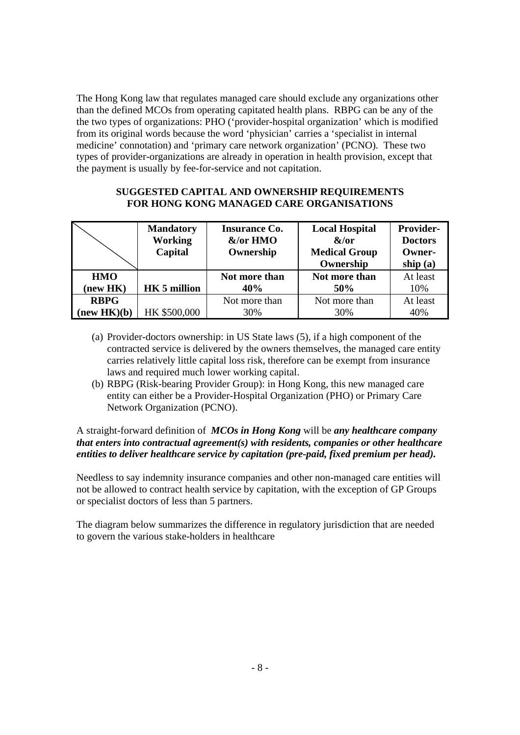The Hong Kong law that regulates managed care should exclude any organizations other than the defined MCOs from operating capitated health plans. RBPG can be any of the the two types of organizations: PHO ('provider-hospital organization' which is modified from its original words because the word 'physician' carries a 'specialist in internal medicine' connotation) and 'primary care network organization' (PCNO). These two types of provider-organizations are already in operation in health provision, except that the payment is usually by fee-for-service and not capitation.

**SUGGESTED CAPITAL AND OWNERSHIP REQUIREMENTS FOR HONG KONG MANAGED CARE ORGANISATIONS**

| | **Mandatory Working Capital** | **Insurance Co. &/or HMO Ownership** | **Local Hospital &/or Medical Group Ownership** | **Provider-Doctors Owner-ship (a)** |
|---|---|---|---|---|
| **HMO (new HK)** | **HK 5 million** | **Not more than 40%** | **Not more than 50%** | At least 10% |
| **RBPG (new HK)(b)** | HK $500,000 | Not more than 30% | Not more than 30% | At least 40% |

(a) Provider-doctors ownership: in US State laws (5), if a high component of the contracted service is delivered by the owners themselves, the managed care entity carries relatively little capital loss risk, therefore can be exempt from insurance laws and required much lower working capital.

(b) RBPG (Risk-bearing Provider Group): in Hong Kong, this new managed care entity can either be a Provider-Hospital Organization (PHO) or Primary Care Network Organization (PCNO).

A straight-forward definition of ***MCOs in Hong Kong*** will be ***any healthcare company that enters into contractual agreement(s) with residents, companies or other healthcare entities to deliver healthcare service by capitation (pre-paid, fixed premium per head).***

Needless to say indemnity insurance companies and other non-managed care entities will not be allowed to contract health service by capitation, with the exception of GP Groups or specialist doctors of less than 5 partners.

The diagram below summarizes the difference in regulatory jurisdiction that are needed to govern the various stake-holders in healthcare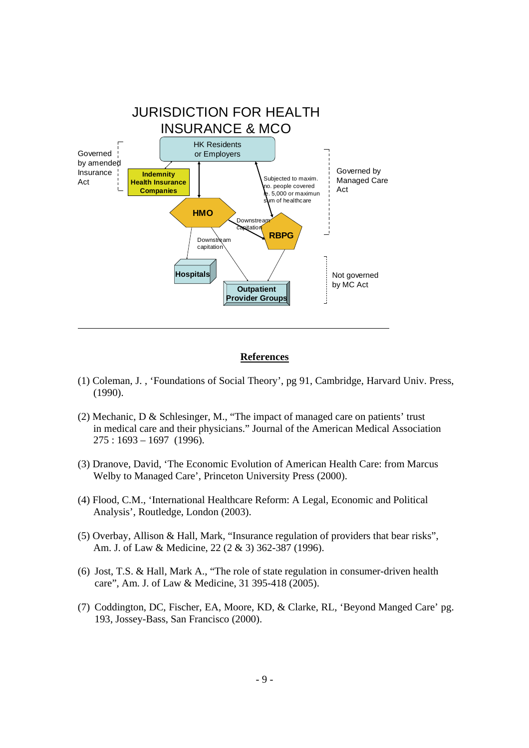JURISDICTION FOR HEALTH INSURANCE & MCO

Governed by amended Insurance Act

HK Residents or Employers

Indemnity Health Insurance Companies

HMO

Subjected to maxim. no. people covered e. 5,000 or maximun sum of healthcare

Governed by Managed Care Act

Downstream capitation

RBPG

Downstream capitation

Hospitals

Outpatient Provider Groups

Not governed by MC Act

---

## References

(1) Coleman, J. , 'Foundations of Social Theory', pg 91, Cambridge, Harvard Univ. Press, (1990).

(2) Mechanic, D & Schlesinger, M., "The impact of managed care on patients' trust in medical care and their physicians." Journal of the American Medical Association 275 : 1693 – 1697 (1996).

(3) Dranove, David, 'The Economic Evolution of American Health Care: from Marcus Welby to Managed Care', Princeton University Press (2000).

(4) Flood, C.M., 'International Healthcare Reform: A Legal, Economic and Political Analysis', Routledge, London (2003).

(5) Overbay, Allison & Hall, Mark, "Insurance regulation of providers that bear risks", Am. J. of Law & Medicine, 22 (2 & 3) 362-387 (1996).

(6) Jost, T.S. & Hall, Mark A., "The role of state regulation in consumer-driven health care", Am. J. of Law & Medicine, 31 395-418 (2005).

(7) Coddington, DC, Fischer, EA, Moore, KD, & Clarke, RL, 'Beyond Manged Care' pg. 193, Jossey-Bass, San Francisco (2000).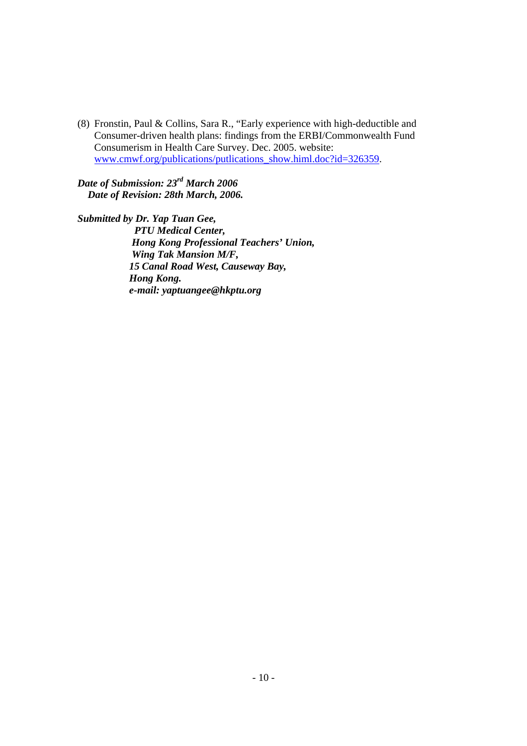(8) Fronstin, Paul & Collins, Sara R., "Early experience with high-deductible and Consumer-driven health plans: findings from the ERBI/Commonwealth Fund Consumerism in Health Care Survey. Dec. 2005. website: www.cmwf.org/publications/putlications_show.himl.doc?id=326359.

***Date of Submission: 23rd March 2006***
***Date of Revision: 28th March, 2006.***

***Submitted by Dr. Yap Tuan Gee,***
***PTU Medical Center,***
***Hong Kong Professional Teachers' Union,***
***Wing Tak Mansion M/F,***
***15 Canal Road West, Causeway Bay,***
***Hong Kong.***
***e-mail: yaptuangee@hkptu.org***